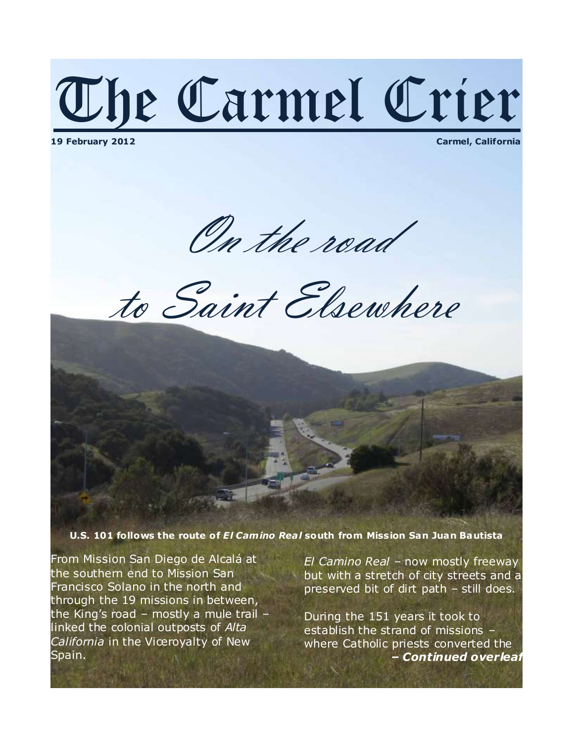# The Carmel Crier

**19 February 2012** **Carmel, California**

## *On the road to Saint Elsewhere*

**U.S. 101 follows the route of *El Camino Real* south from Mission San Juan Bautista**

From Mission San Diego de Alcalá at the southern end to Mission San Francisco Solano in the north and through the 19 missions in between, the King's road – mostly a mule trail – linked the colonial outposts of *Alta California* in the Viceroyalty of New Spain.

*El Camino Real* – now mostly freeway but with a stretch of city streets and a preserved bit of dirt path – still does.

During the 151 years it took to establish the strand of missions – where Catholic priests converted the

***– Continued overleaf***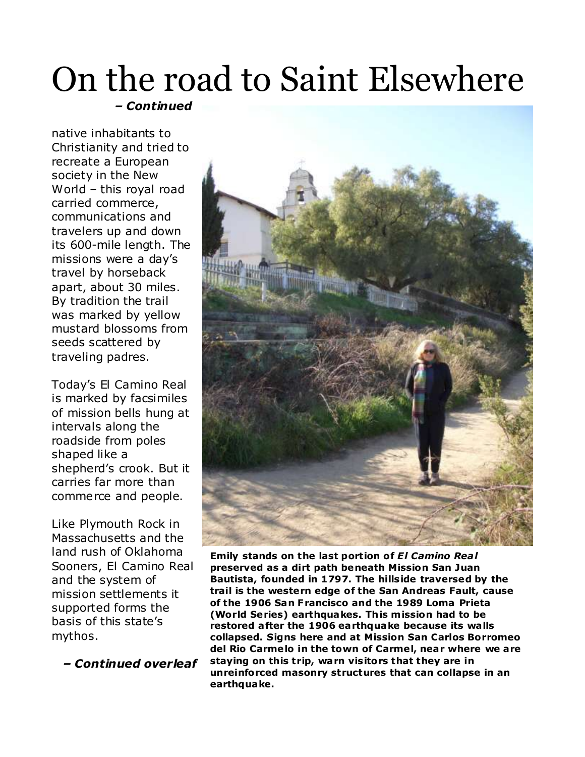# On the road to Saint Elsewhere

***– Continued***

native inhabitants to Christianity and tried to recreate a European society in the New World – this royal road carried commerce, communications and travelers up and down its 600-mile length. The missions were a day's travel by horseback apart, about 30 miles. By tradition the trail was marked by yellow mustard blossoms from seeds scattered by traveling padres.

Today's El Camino Real is marked by facsimiles of mission bells hung at intervals along the roadside from poles shaped like a shepherd's crook. But it carries far more than commerce and people.

Like Plymouth Rock in Massachusetts and the land rush of Oklahoma Sooners, El Camino Real and the system of mission settlements it supported forms the basis of this state's mythos.

***– Continued overleaf***

**Emily stands on the last portion of *El Camino Real* preserved as a dirt path beneath Mission San Juan Bautista, founded in 1797. The hillside traversed by the trail is the western edge of the San Andreas Fault, cause of the 1906 San Francisco and the 1989 Loma Prieta (World Series) earthquakes. This mission had to be restored after the 1906 earthquake because its walls collapsed. Signs here and at Mission San Carlos Borromeo del Rio Carmelo in the town of Carmel, near where we are staying on this trip, warn visitors that they are in unreinforced masonry structures that can collapse in an earthquake.**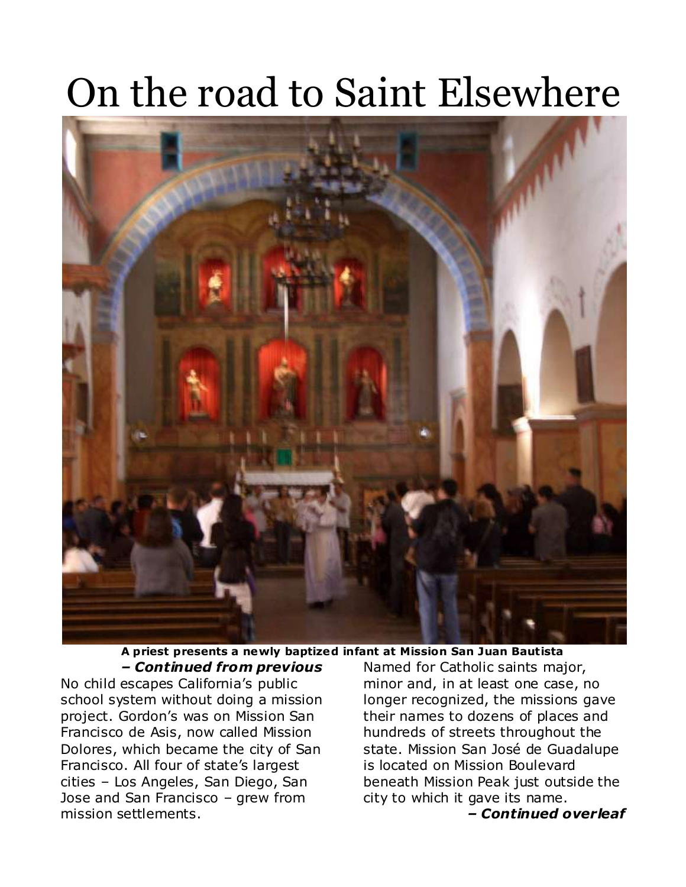# On the road to Saint Elsewhere

**A priest presents a newly baptized infant at Mission San Juan Bautista**

***– Continued from previous***

No child escapes California's public school system without doing a mission project. Gordon's was on Mission San Francisco de Asis, now called Mission Dolores, which became the city of San Francisco. All four of state's largest cities – Los Angeles, San Diego, San Jose and San Francisco – grew from mission settlements.

Named for Catholic saints major, minor and, in at least one case, no longer recognized, the missions gave their names to dozens of places and hundreds of streets throughout the state. Mission San José de Guadalupe is located on Mission Boulevard beneath Mission Peak just outside the city to which it gave its name.

***– Continued overleaf***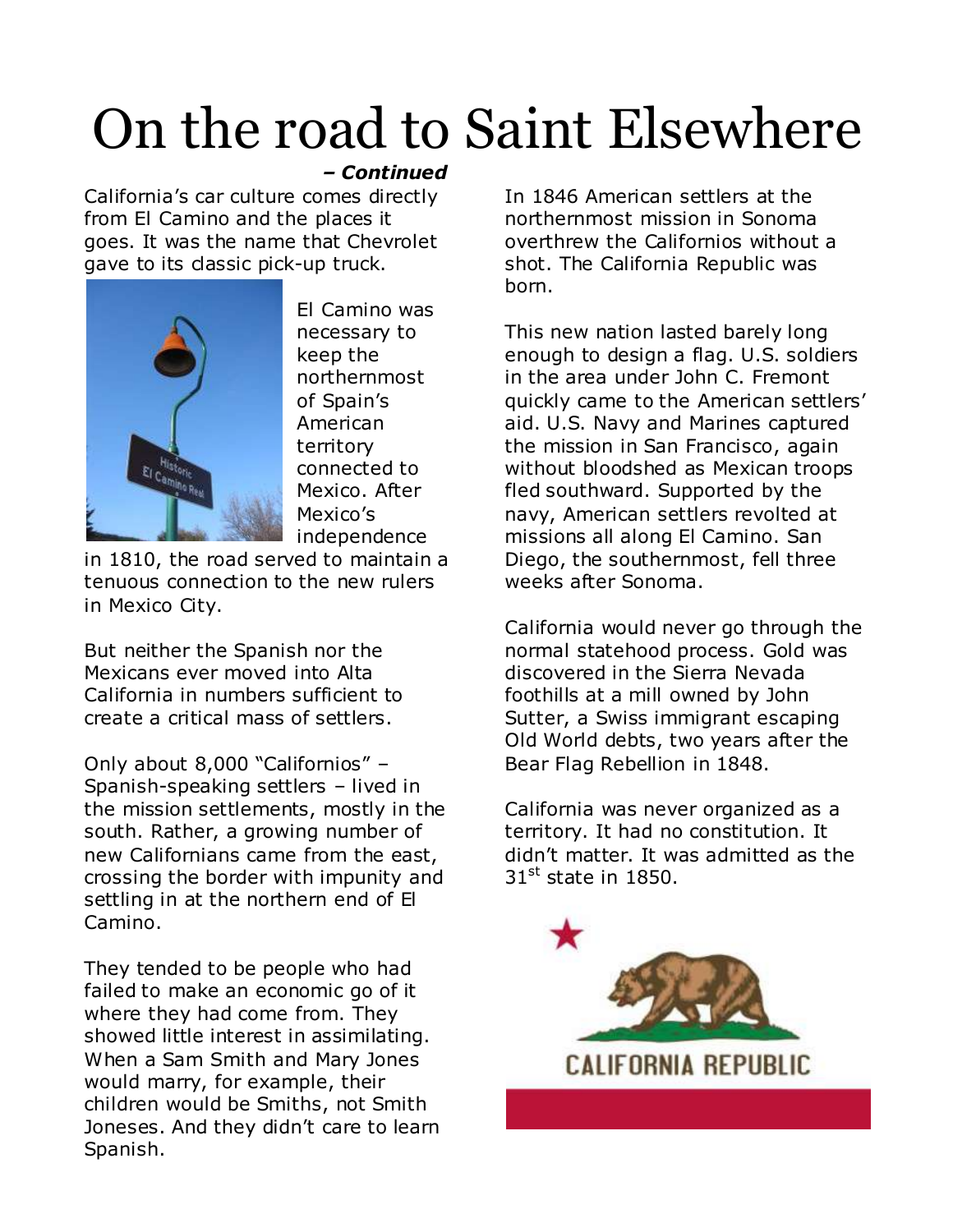# On the road to Saint Elsewhere

***– Continued***

California's car culture comes directly from El Camino and the places it goes. It was the name that Chevrolet gave to its classic pick-up truck.

El Camino was necessary to keep the northernmost of Spain's American territory connected to Mexico. After Mexico's independence in 1810, the road served to maintain a tenuous connection to the new rulers in Mexico City.

But neither the Spanish nor the Mexicans ever moved into Alta California in numbers sufficient to create a critical mass of settlers.

Only about 8,000 "Californios" – Spanish-speaking settlers – lived in the mission settlements, mostly in the south. Rather, a growing number of new Californians came from the east, crossing the border with impunity and settling in at the northern end of El Camino.

They tended to be people who had failed to make an economic go of it where they had come from. They showed little interest in assimilating. When a Sam Smith and Mary Jones would marry, for example, their children would be Smiths, not Smith Joneses. And they didn't care to learn Spanish.

In 1846 American settlers at the northernmost mission in Sonoma overthrew the Californios without a shot. The California Republic was born.

This new nation lasted barely long enough to design a flag. U.S. soldiers in the area under John C. Fremont quickly came to the American settlers' aid. U.S. Navy and Marines captured the mission in San Francisco, again without bloodshed as Mexican troops fled southward. Supported by the navy, American settlers revolted at missions all along El Camino. San Diego, the southernmost, fell three weeks after Sonoma.

California would never go through the normal statehood process. Gold was discovered in the Sierra Nevada foothills at a mill owned by John Sutter, a Swiss immigrant escaping Old World debts, two years after the Bear Flag Rebellion in 1848.

California was never organized as a territory. It had no constitution. It didn't matter. It was admitted as the 31st state in 1850.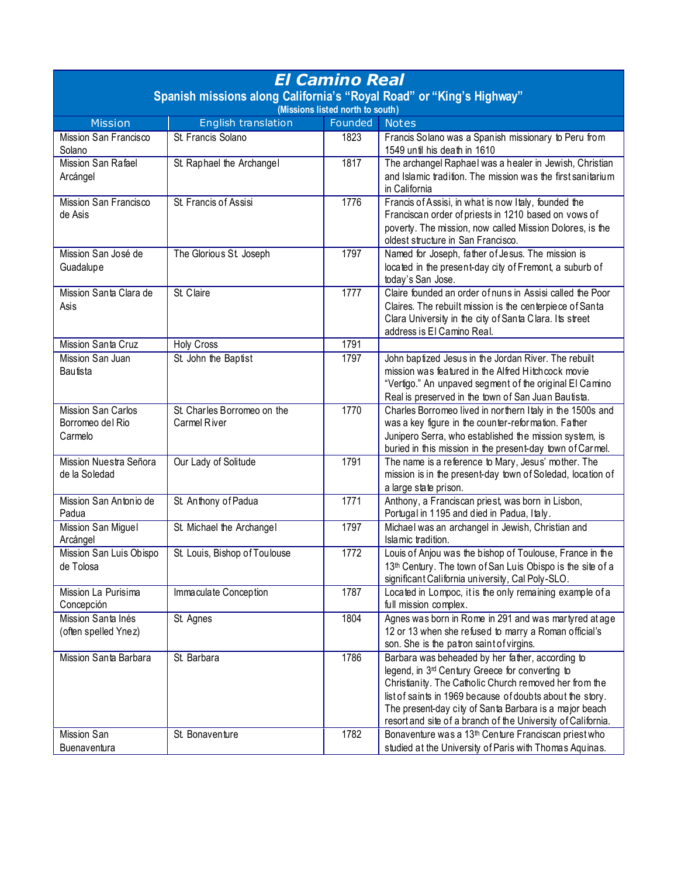# *El Camino Real*

## Spanish missions along California's "Royal Road" or "King's Highway"

**(Missions listed north to south)**

| Mission | English translation | Founded | Notes |
|---|---|---|---|
| Mission San Francisco Solano | St. Francis Solano | 1823 | Francis Solano was a Spanish missionary to Peru from 1549 until his death in 1610 |
| Mission San Rafael Arcángel | St. Raphael the Archangel | 1817 | The archangel Raphael was a healer in Jewish, Christian and Islamic tradition. The mission was the first sanitarium in California |
| Mission San Francisco de Asis | St. Francis of Assisi | 1776 | Francis of Assisi, in what is now Italy, founded the Franciscan order of priests in 1210 based on vows of poverty. The mission, now called Mission Dolores, is the oldest structure in San Francisco. |
| Mission San José de Guadalupe | The Glorious St. Joseph | 1797 | Named for Joseph, father of Jesus. The mission is located in the present-day city of Fremont, a suburb of today's San Jose. |
| Mission Santa Clara de Asis | St. Claire | 1777 | Claire founded an order of nuns in Assisi called the Poor Claires. The rebuilt mission is the centerpiece of Santa Clara University in the city of Santa Clara. Its street address is El Camino Real. |
| Mission Santa Cruz | Holy Cross | 1791 | |
| Mission San Juan Bautista | St. John the Baptist | 1797 | John baptized Jesus in the Jordan River. The rebuilt mission was featured in the Alfred Hitchcock movie "Vertigo." An unpaved segment of the original El Camino Real is preserved in the town of San Juan Bautista. |
| Mission San Carlos Borromeo del Rio Carmelo | St. Charles Borromeo on the Carmel River | 1770 | Charles Borromeo lived in northern Italy in the 1500s and was a key figure in the counter-reformation. Father Junipero Serra, who established the mission system, is buried in this mission in the present-day town of Carmel. |
| Mission Nuestra Señora de la Soledad | Our Lady of Solitude | 1791 | The name is a reference to Mary, Jesus' mother. The mission is in the present-day town of Soledad, location of a large state prison. |
| Mission San Antonio de Padua | St. Anthony of Padua | 1771 | Anthony, a Franciscan priest, was born in Lisbon, Portugal in 1195 and died in Padua, Italy. |
| Mission San Miguel Arcángel | St. Michael the Archangel | 1797 | Michael was an archangel in Jewish, Christian and Islamic tradition. |
| Mission San Luis Obispo de Tolosa | St. Louis, Bishop of Toulouse | 1772 | Louis of Anjou was the bishop of Toulouse, France in the 13th Century. The town of San Luis Obispo is the site of a significant California university, Cal Poly-SLO. |
| Mission La Purisima Concepción | Immaculate Conception | 1787 | Located in Lompoc, it is the only remaining example of a full mission complex. |
| Mission Santa Inés (often spelled Ynez) | St. Agnes | 1804 | Agnes was born in Rome in 291 and was martyred at age 12 or 13 when she refused to marry a Roman official's son. She is the patron saint of virgins. |
| Mission Santa Barbara | St. Barbara | 1786 | Barbara was beheaded by her father, according to legend, in 3rd Century Greece for converting to Christianity. The Catholic Church removed her from the list of saints in 1969 because of doubts about the story. The present-day city of Santa Barbara is a major beach resort and site of a branch of the University of California. |
| Mission San Buenaventura | St. Bonaventure | 1782 | Bonaventure was a 13th Centure Franciscan priest who studied at the University of Paris with Thomas Aquinas. |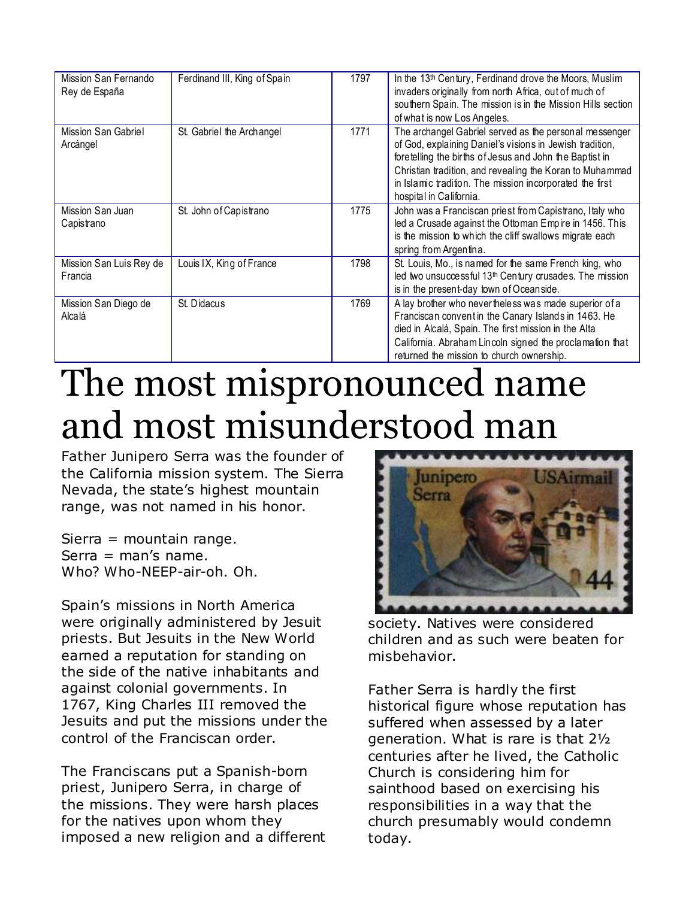| Mission San Fernando Rey de España | Ferdinand III, King of Spain | 1797 | In the 13th Century, Ferdinand drove the Moors, Muslim invaders originally from north Africa, out of much of southern Spain. The mission is in the Mission Hills section of what is now Los Angeles. |
|---|---|---|---|
| Mission San Gabriel Arcángel | St. Gabriel the Archangel | 1771 | The archangel Gabriel served as the personal messenger of God, explaining Daniel's visions in Jewish tradition, foretelling the births of Jesus and John the Baptist in Christian tradition, and revealing the Koran to Muhammad in Islamic tradition. The mission incorporated the first hospital in California. |
| Mission San Juan Capistrano | St. John of Capistrano | 1775 | John was a Franciscan priest from Capistrano, Italy who led a Crusade against the Ottoman Empire in 1456. This is the mission to which the cliff swallows migrate each spring from Argentina. |
| Mission San Luis Rey de Francia | Louis IX, King of France | 1798 | St. Louis, Mo., is named for the same French king, who led two unsuccessful 13th Century crusades. The mission is in the present-day town of Oceanside. |
| Mission San Diego de Alcalá | St. Didacus | 1769 | A lay brother who nevertheless was made superior of a Franciscan convent in the Canary Islands in 1463. He died in Alcalá, Spain. The first mission in the Alta California. Abraham Lincoln signed the proclamation that returned the mission to church ownership. |

# The most mispronounced name and most misunderstood man

Father Junipero Serra was the founder of the California mission system. The Sierra Nevada, the state's highest mountain range, was not named in his honor.

Sierra = mountain range.
Serra = man's name.
Who? Who-NEEP-air-oh. Oh.

Spain's missions in North America were originally administered by Jesuit priests. But Jesuits in the New World earned a reputation for standing on the side of the native inhabitants and against colonial governments. In 1767, King Charles III removed the Jesuits and put the missions under the control of the Franciscan order.

The Franciscans put a Spanish-born priest, Junipero Serra, in charge of the missions. They were harsh places for the natives upon whom they imposed a new religion and a different society. Natives were considered children and as such were beaten for misbehavior.

Father Serra is hardly the first historical figure whose reputation has suffered when assessed by a later generation. What is rare is that 2½ centuries after he lived, the Catholic Church is considering him for sainthood based on exercising his responsibilities in a way that the church presumably would condemn today.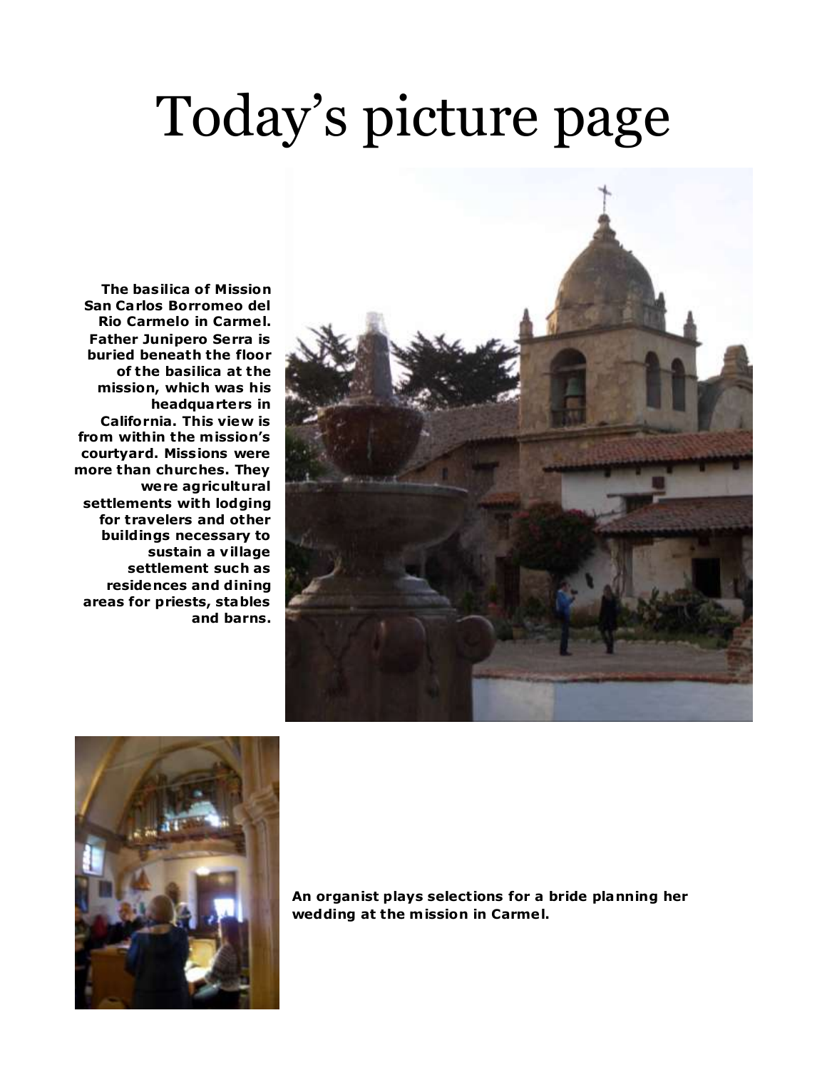# Today's picture page

**The basilica of Mission San Carlos Borromeo del Rio Carmelo in Carmel. Father Junipero Serra is buried beneath the floor of the basilica at the mission, which was his headquarters in California. This view is from within the mission's courtyard. Missions were more than churches. They were agricultural settlements with lodging for travelers and other buildings necessary to sustain a village settlement such as residences and dining areas for priests, stables and barns.**

**An organist plays selections for a bride planning her wedding at the mission in Carmel.**